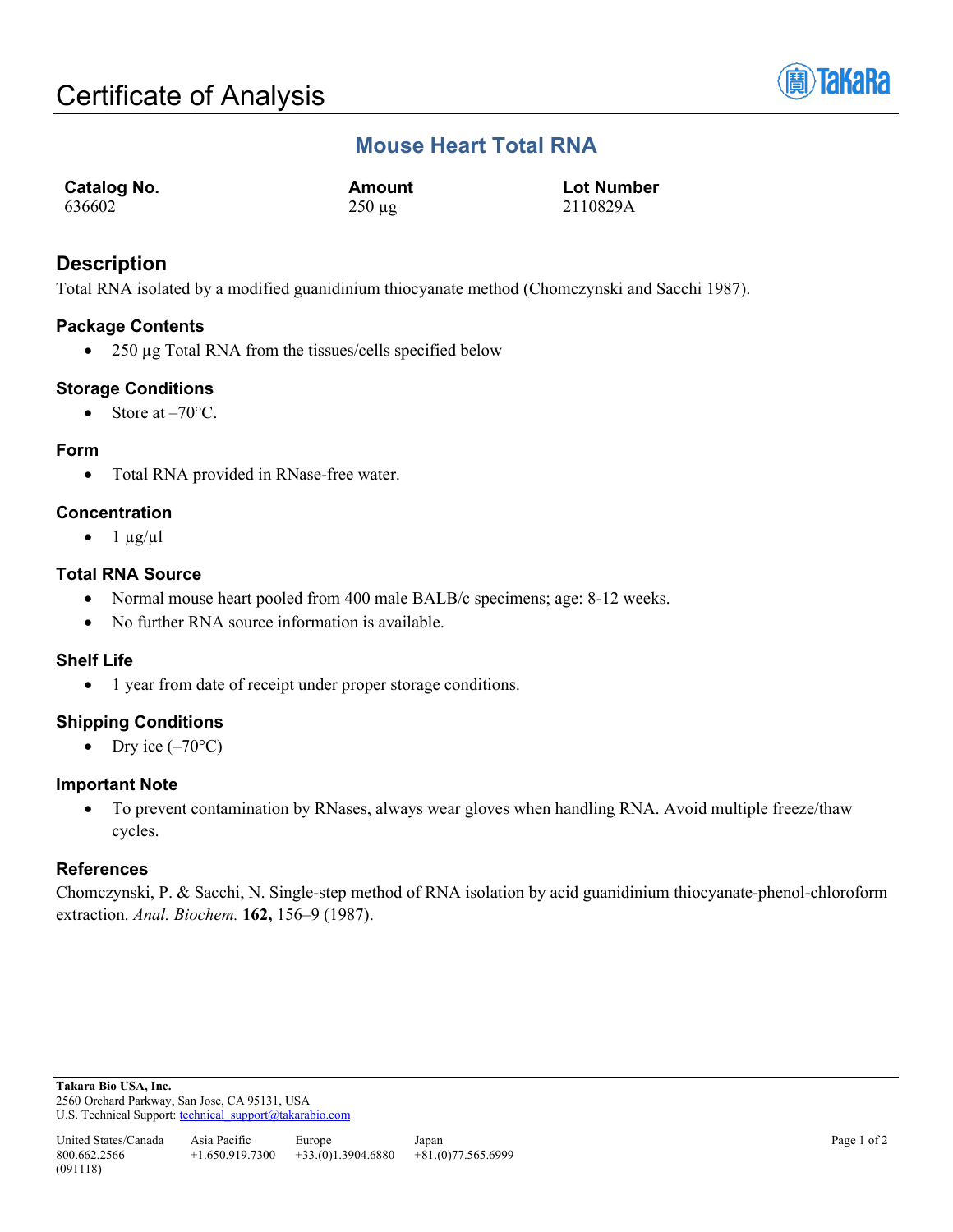# Certificate of Analysis

## Mouse Heart Total RNA

| Catalog No. | Amount | Lot Number |
| --- | --- | --- |
| 636602 | 250 µg | 2110829A |

## Description

Total RNA isolated by a modified guanidinium thiocyanate method (Chomczynski and Sacchi 1987).

### Package Contents

- 250 µg Total RNA from the tissues/cells specified below

### Storage Conditions

- Store at –70°C.

### Form

- Total RNA provided in RNase-free water.

### Concentration

- 1 µg/µl

### Total RNA Source

- Normal mouse heart pooled from 400 male BALB/c specimens; age: 8-12 weeks.
- No further RNA source information is available.

### Shelf Life

- 1 year from date of receipt under proper storage conditions.

### Shipping Conditions

- Dry ice (–70°C)

### Important Note

- To prevent contamination by RNases, always wear gloves when handling RNA. Avoid multiple freeze/thaw cycles.

### References

Chomczynski, P. & Sacchi, N. Single-step method of RNA isolation by acid guanidinium thiocyanate-phenol-chloroform extraction. *Anal. Biochem.* **162,** 156–9 (1987).

**Takara Bio USA, Inc.**
2560 Orchard Parkway, San Jose, CA 95131, USA
U.S. Technical Support: technical_support@takarabio.com

| United States/Canada | Asia Pacific | Europe | Japan |
| --- | --- | --- | --- |
| 800.662.2566 | +1.650.919.7300 | +33.(0)1.3904.6880 | +81.(0)77.565.6999 |

(091118)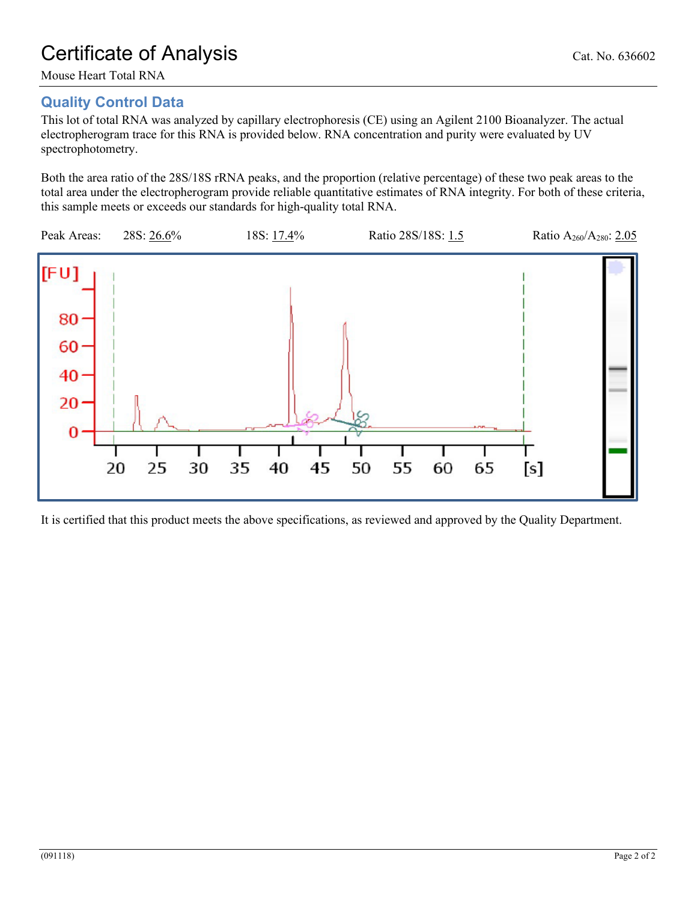# Certificate of Analysis

Cat. No. 636602

Mouse Heart Total RNA

## Quality Control Data

This lot of total RNA was analyzed by capillary electrophoresis (CE) using an Agilent 2100 Bioanalyzer. The actual electropherogram trace for this RNA is provided below. RNA concentration and purity were evaluated by UV spectrophotometry.

Both the area ratio of the 28S/18S rRNA peaks, and the proportion (relative percentage) of these two peak areas to the total area under the electropherogram provide reliable quantitative estimates of RNA integrity. For both of these criteria, this sample meets or exceeds our standards for high-quality total RNA.

Peak Areas: 28S: 26.6% 18S: 17.4% Ratio 28S/18S: 1.5 Ratio $A_{260}/A_{280}$: 2.05

It is certified that this product meets the above specifications, as reviewed and approved by the Quality Department.

(091118)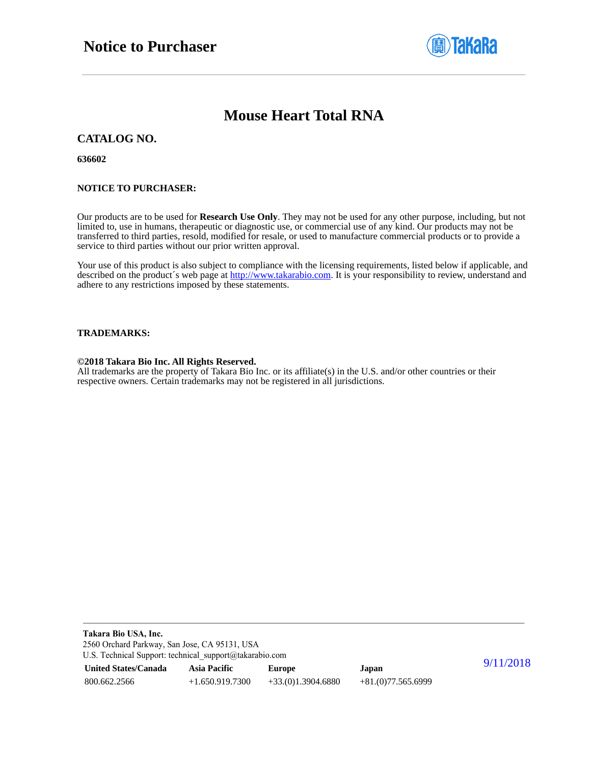# Notice to Purchaser

## Mouse Heart Total RNA

### CATALOG NO.

**636602**

**NOTICE TO PURCHASER:**

Our products are to be used for **Research Use Only**. They may not be used for any other purpose, including, but not limited to, use in humans, therapeutic or diagnostic use, or commercial use of any kind. Our products may not be transferred to third parties, resold, modified for resale, or used to manufacture commercial products or to provide a service to third parties without our prior written approval.

Your use of this product is also subject to compliance with the licensing requirements, listed below if applicable, and described on the product´s web page at http://www.takarabio.com. It is your responsibility to review, understand and adhere to any restrictions imposed by these statements.

**TRADEMARKS:**

**©2018 Takara Bio Inc. All Rights Reserved.**
All trademarks are the property of Takara Bio Inc. or its affiliate(s) in the U.S. and/or other countries or their respective owners. Certain trademarks may not be registered in all jurisdictions.

**Takara Bio USA, Inc.**
2560 Orchard Parkway, San Jose, CA 95131, USA
U.S. Technical Support: technical_support@takarabio.com

| United States/Canada | Asia Pacific | Europe | Japan |
|---|---|---|---|
| 800.662.2566 | +1.650.919.7300 | +33.(0)1.3904.6880 | +81.(0)77.565.6999 |

9/11/2018